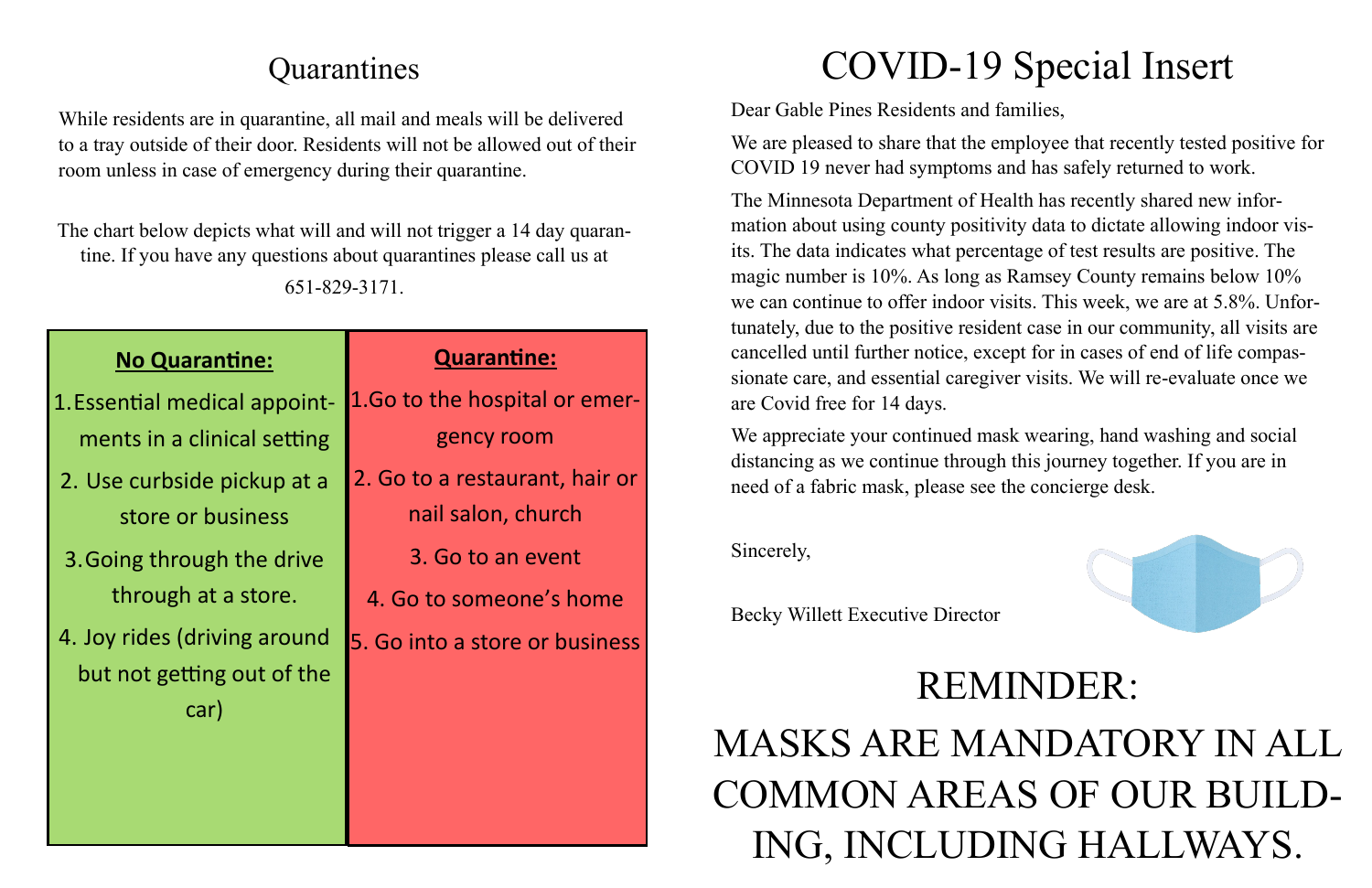## Quarantines

While residents are in quarantine, all mail and meals will be delivered to a tray outside of their door. Residents will not be allowed out of their room unless in case of emergency during their quarantine.

The chart below depicts what will and will not trigger a 14 day quarantine. If you have any questions about quarantines please call us at 651-829-3171.

| **No Quarantine:** | **Quarantine:** |
| --- | --- |
| 1. Essential medical appointments in a clinical setting | 1. Go to the hospital or emergency room |
| 2. Use curbside pickup at a store or business | 2. Go to a restaurant, hair or nail salon, church |
| 3. Going through the drive through at a store. | 3. Go to an event |
| 4. Joy rides (driving around but not getting out of the car) | 4. Go to someone's home |
| | 5. Go into a store or business |

# COVID-19 Special Insert

Dear Gable Pines Residents and families,

We are pleased to share that the employee that recently tested positive for COVID 19 never had symptoms and has safely returned to work.

The Minnesota Department of Health has recently shared new information about using county positivity data to dictate allowing indoor visits. The data indicates what percentage of test results are positive. The magic number is 10%. As long as Ramsey County remains below 10% we can continue to offer indoor visits. This week, we are at 5.8%. Unfortunately, due to the positive resident case in our community, all visits are cancelled until further notice, except for in cases of end of life compassionate care, and essential caregiver visits. We will re-evaluate once we are Covid free for 14 days.

We appreciate your continued mask wearing, hand washing and social distancing as we continue through this journey together. If you are in need of a fabric mask, please see the concierge desk.

Sincerely,

Becky Willett Executive Director

## REMINDER:

## MASKS ARE MANDATORY IN ALL COMMON AREAS OF OUR BUILDING, INCLUDING HALLWAYS.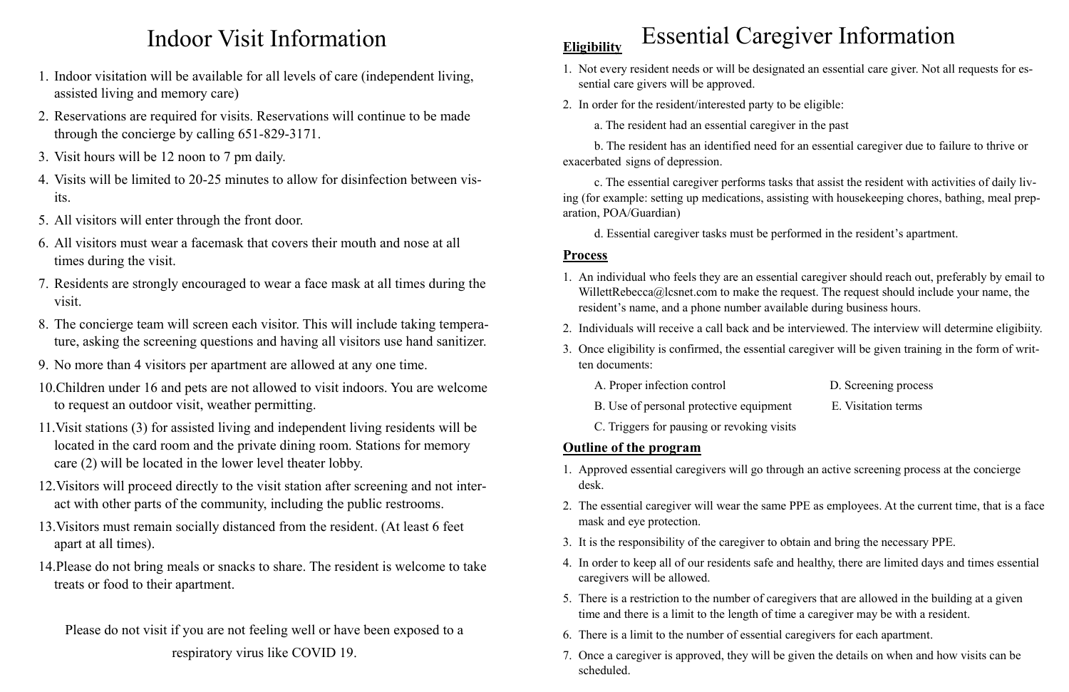# Indoor Visit Information

1. Indoor visitation will be available for all levels of care (independent living, assisted living and memory care)
2. Reservations are required for visits. Reservations will continue to be made through the concierge by calling 651-829-3171.
3. Visit hours will be 12 noon to 7 pm daily.
4. Visits will be limited to 20-25 minutes to allow for disinfection between visits.
5. All visitors will enter through the front door.
6. All visitors must wear a facemask that covers their mouth and nose at all times during the visit.
7. Residents are strongly encouraged to wear a face mask at all times during the visit.
8. The concierge team will screen each visitor. This will include taking temperature, asking the screening questions and having all visitors use hand sanitizer.
9. No more than 4 visitors per apartment are allowed at any one time.
10. Children under 16 and pets are not allowed to visit indoors. You are welcome to request an outdoor visit, weather permitting.
11. Visit stations (3) for assisted living and independent living residents will be located in the card room and the private dining room. Stations for memory care (2) will be located in the lower level theater lobby.
12. Visitors will proceed directly to the visit station after screening and not interact with other parts of the community, including the public restrooms.
13. Visitors must remain socially distanced from the resident. (At least 6 feet apart at all times).
14. Please do not bring meals or snacks to share. The resident is welcome to take treats or food to their apartment.

Please do not visit if you are not feeling well or have been exposed to a respiratory virus like COVID 19.

# Essential Caregiver Information

**Eligibility**

1. Not every resident needs or will be designated an essential care giver. Not all requests for essential care givers will be approved.
2. In order for the resident/interested party to be eligible:

   a. The resident had an essential caregiver in the past

   b. The resident has an identified need for an essential caregiver due to failure to thrive or exacerbated signs of depression.

   c. The essential caregiver performs tasks that assist the resident with activities of daily living (for example: setting up medications, assisting with housekeeping chores, bathing, meal preparation, POA/Guardian)

   d. Essential caregiver tasks must be performed in the resident's apartment.

**Process**

1. An individual who feels they are an essential caregiver should reach out, preferably by email to WillettRebecca@lcsnet.com to make the request. The request should include your name, the resident's name, and a phone number available during business hours.
2. Individuals will receive a call back and be interviewed. The interview will determine eligibity.
3. Once eligibility is confirmed, the essential caregiver will be given training in the form of written documents:

   A. Proper infection control

   B. Use of personal protective equipment

   C. Triggers for pausing or revoking visits

   D. Screening process

   E. Visitation terms

**Outline of the program**

1. Approved essential caregivers will go through an active screening process at the concierge desk.
2. The essential caregiver will wear the same PPE as employees. At the current time, that is a face mask and eye protection.
3. It is the responsibility of the caregiver to obtain and bring the necessary PPE.
4. In order to keep all of our residents safe and healthy, there are limited days and times essential caregivers will be allowed.
5. There is a restriction to the number of caregivers that are allowed in the building at a given time and there is a limit to the length of time a caregiver may be with a resident.
6. There is a limit to the number of essential caregivers for each apartment.
7. Once a caregiver is approved, they will be given the details on when and how visits can be scheduled.